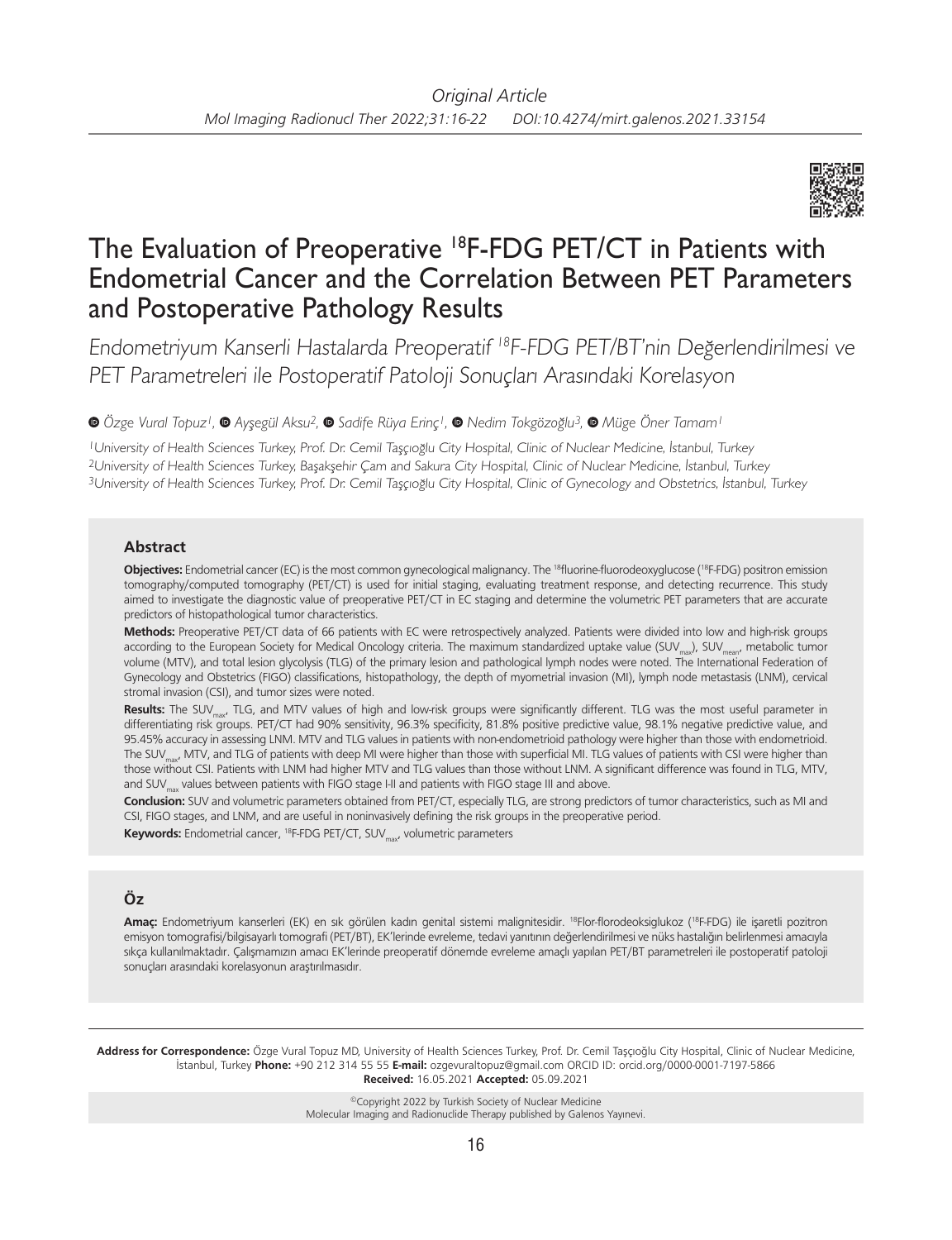Original Article

# The Evaluation of Preoperative $^{18}$F-FDG PET/CT in Patients with Endometrial Cancer and the Correlation Between PET Parameters and Postoperative Pathology Results

*Endometriyum Kanserli Hastalarda Preoperatif $^{18}$F-FDG PET/BT'nin Değerlendirilmesi ve PET Parametreleri ile Postoperatif Patoloji Sonuçları Arasındaki Korelasyon*

*Özge Vural Topuz[1], Ayşegül Aksu[2], Sadife Rüya Erinç[1], Nedim Tokgözoğlu[3], Müge Öner Tamam[1]*

[1]University of Health Sciences Turkey, Prof. Dr. Cemil Taşçıoğlu City Hospital, Clinic of Nuclear Medicine, İstanbul, Turkey
[2]University of Health Sciences Turkey, Başakşehir Çam and Sakura City Hospital, Clinic of Nuclear Medicine, İstanbul, Turkey
[3]University of Health Sciences Turkey, Prof. Dr. Cemil Taşçıoğlu City Hospital, Clinic of Gynecology and Obstetrics, İstanbul, Turkey

## Abstract

**Objectives:** Endometrial cancer (EC) is the most common gynecological malignancy. The $^{18}$fluorine-fluorodeoxyglucose ($^{18}$F-FDG) positron emission tomography/computed tomography (PET/CT) is used for initial staging, evaluating treatment response, and detecting recurrence. This study aimed to investigate the diagnostic value of preoperative PET/CT in EC staging and determine the volumetric PET parameters that are accurate predictors of histopathological tumor characteristics.

**Methods:** Preoperative PET/CT data of 66 patients with EC were retrospectively analyzed. Patients were divided into low and high-risk groups according to the European Society for Medical Oncology criteria. The maximum standardized uptake value ($SUV_{max}$), $SUV_{mean}$, metabolic tumor volume (MTV), and total lesion glycolysis (TLG) of the primary lesion and pathological lymph nodes were noted. The International Federation of Gynecology and Obstetrics (FIGO) classifications, histopathology, the depth of myometrial invasion (MI), lymph node metastasis (LNM), cervical stromal invasion (CSI), and tumor sizes were noted.

**Results:** The $SUV_{max}$, TLG, and MTV values of high and low-risk groups were significantly different. TLG was the most useful parameter in differentiating risk groups. PET/CT had 90% sensitivity, 96.3% specificity, 81.8% positive predictive value, 98.1% negative predictive value, and 95.45% accuracy in assessing LNM. MTV and TLG values in patients with non-endometrioid pathology were higher than those with endometrioid. The $SUV_{max}$, MTV, and TLG of patients with deep MI were higher than those with superficial MI. TLG values of patients with CSI were higher than those without CSI. Patients with LNM had higher MTV and TLG values than those without LNM. A significant difference was found in TLG, MTV, and $SUV_{max}$ values between patients with FIGO stage I-II and patients with FIGO stage III and above.

**Conclusion:** SUV and volumetric parameters obtained from PET/CT, especially TLG, are strong predictors of tumor characteristics, such as MI and CSI, FIGO stages, and LNM, and are useful in noninvasively defining the risk groups in the preoperative period.

**Keywords:** Endometrial cancer, $^{18}$F-FDG PET/CT, $SUV_{max}$, volumetric parameters

## Öz

**Amaç:** Endometriyum kanserleri (EK) en sık görülen kadın genital sistemi malignitesidir. $^{18}$Flor-florodeoksiglukoz ($^{18}$F-FDG) ile işaretli pozitron emisyon tomografisi/bilgisayarlı tomografi (PET/BT), EK'lerinde evreleme, tedavi yanıtının değerlendirilmesi ve nüks hastalığın belirlenmesi amacıyla sıkça kullanılmaktadır. Çalışmamızın amacı EK'lerinde preoperatif dönemde evreleme amaçlı yapılan PET/BT parametreleri ile postoperatif patoloji sonuçları arasındaki korelasyonun araştırılmasıdır.

**Address for Correspondence:** Özge Vural Topuz MD, University of Health Sciences Turkey, Prof. Dr. Cemil Taşçıoğlu City Hospital, Clinic of Nuclear Medicine, İstanbul, Turkey **Phone:** +90 212 314 55 55 **E-mail:** ozgevuraltopuz@gmail.com ORCID ID: orcid.org/0000-0001-7197-5866
**Received:** 16.05.2021 **Accepted:** 05.09.2021

©Copyright 2022 by Turkish Society of Nuclear Medicine
Molecular Imaging and Radionuclide Therapy published by Galenos Yayınevi.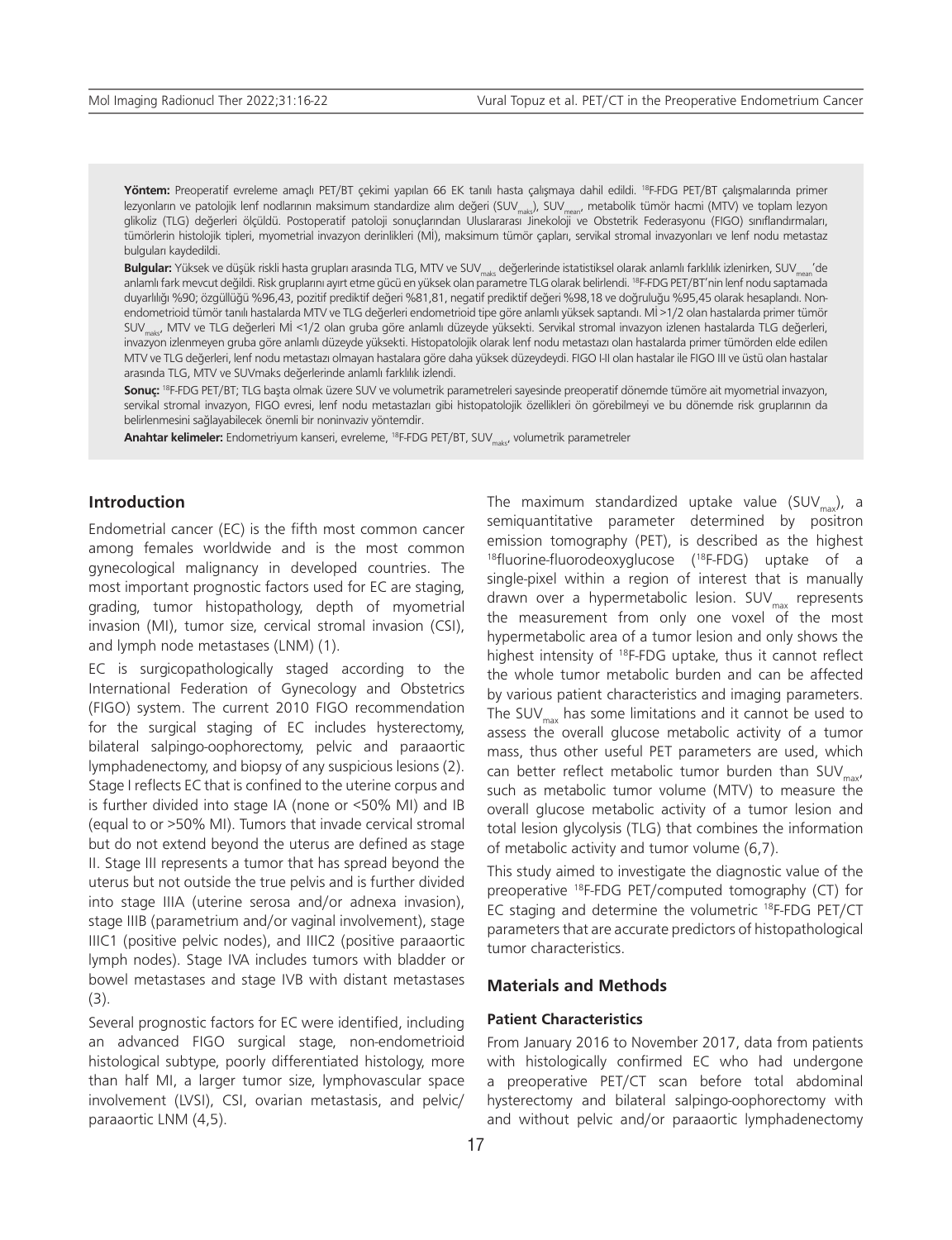**Yöntem:** Preoperatif evreleme amaçlı PET/BT çekimi yapılan 66 EK tanılı hasta çalışmaya dahil edildi. [18]F-FDG PET/BT çalışmalarında primer lezyonların ve patolojik lenf nodlarının maksimum standardize alım değeri ($SUV_{maks}$), $SUV_{mean}$, metabolik tümör hacmi (MTV) ve toplam lezyon glikoliz (TLG) değerleri ölçüldü. Postoperatif patoloji sonuçlarından Uluslararası Jinekoloji ve Obstetrik Federasyonu (FIGO) sınıflandırmaları, tümörlerin histolojik tipleri, myometrial invazyon derinlikleri (Mİ), maksimum tümör çapları, servikal stromal invazyonları ve lenf nodu metastaz bulguları kaydedildi.

**Bulgular:** Yüksek ve düşük riskli hasta grupları arasında TLG, MTV ve $SUV_{maks}$ değerlerinde istatistiksel olarak anlamlı farklılık izlenirken, $SUV_{mean}$'de anlamlı fark mevcut değildi. Risk gruplarını ayırt etme gücü en yüksek olan parametre TLG olarak belirlendi. [18]F-FDG PET/BT'nin lenf nodu saptamada duyarlılığı %90; özgüllüğü %96,43, pozitif prediktif değeri %81,81, negatif prediktif değeri %98,18 ve doğruluğu %95,45 olarak hesaplandı. Non-endometrioid tümör tanılı hastalarda MTV ve TLG değerleri endometrioid tipe göre anlamlı yüksek saptandı. Mİ >1/2 olan hastalarda primer tümör $SUV_{maks}$, MTV ve TLG değerleri Mİ <1/2 olan gruba göre anlamlı düzeyde yüksekti. Servikal stromal invazyon izlenen hastalarda TLG değerleri, invazyon izlenmeyen gruba göre anlamlı düzeyde yüksekti. Histopatolojik olarak lenf nodu metastazı olan hastalarda primer tümörden elde edilen MTV ve TLG değerleri, lenf nodu metastazı olmayan hastalara göre daha yüksek düzeydeydi. FIGO I-II olan hastalar ile FIGO III ve üstü olan hastalar arasında TLG, MTV ve SUVmaks değerlerinde anlamlı farklılık izlendi.

**Sonuç:** [18]F-FDG PET/BT; TLG başta olmak üzere SUV ve volumetrik parametreleri sayesinde preoperatif dönemde tümöre ait myometrial invazyon, servikal stromal invazyon, FIGO evresi, lenf nodu metastazları gibi histopatolojik özellikleri ön görebilmeyi ve bu dönemde risk gruplarının da belirlenmesini sağlayabilecek önemli bir noninvaziv yöntemdir.

**Anahtar kelimeler:** Endometriyum kanseri, evreleme, [18]F-FDG PET/BT, $SUV_{maks}$, volumetrik parametreler

## Introduction

Endometrial cancer (EC) is the fifth most common cancer among females worldwide and is the most common gynecological malignancy in developed countries. The most important prognostic factors used for EC are staging, grading, tumor histopathology, depth of myometrial invasion (MI), tumor size, cervical stromal invasion (CSI), and lymph node metastases (LNM) (1).

EC is surgicopathologically staged according to the International Federation of Gynecology and Obstetrics (FIGO) system. The current 2010 FIGO recommendation for the surgical staging of EC includes hysterectomy, bilateral salpingo-oophorectomy, pelvic and paraaortic lymphadenectomy, and biopsy of any suspicious lesions (2). Stage I reflects EC that is confined to the uterine corpus and is further divided into stage IA (none or <50% MI) and IB (equal to or >50% MI). Tumors that invade cervical stromal but do not extend beyond the uterus are defined as stage II. Stage III represents a tumor that has spread beyond the uterus but not outside the true pelvis and is further divided into stage IIIA (uterine serosa and/or adnexa invasion), stage IIIB (parametrium and/or vaginal involvement), stage IIIC1 (positive pelvic nodes), and IIIC2 (positive paraaortic lymph nodes). Stage IVA includes tumors with bladder or bowel metastases and stage IVB with distant metastases (3).

Several prognostic factors for EC were identified, including an advanced FIGO surgical stage, non-endometrioid histological subtype, poorly differentiated histology, more than half MI, a larger tumor size, lymphovascular space involvement (LVSI), CSI, ovarian metastasis, and pelvic/paraaortic LNM (4,5).

The maximum standardized uptake value ($SUV_{max}$), a semiquantitative parameter determined by positron emission tomography (PET), is described as the highest [18]fluorine-fluorodeoxyglucose ([18]F-FDG) uptake of a single-pixel within a region of interest that is manually drawn over a hypermetabolic lesion. $SUV_{max}$ represents the measurement from only one voxel of the most hypermetabolic area of a tumor lesion and only shows the highest intensity of [18]F-FDG uptake, thus it cannot reflect the whole tumor metabolic burden and can be affected by various patient characteristics and imaging parameters. The $SUV_{max}$ has some limitations and it cannot be used to assess the overall glucose metabolic activity of a tumor mass, thus other useful PET parameters are used, which can better reflect metabolic tumor burden than $SUV_{max}$, such as metabolic tumor volume (MTV) to measure the overall glucose metabolic activity of a tumor lesion and total lesion glycolysis (TLG) that combines the information of metabolic activity and tumor volume (6,7).

This study aimed to investigate the diagnostic value of the preoperative [18]F-FDG PET/computed tomography (CT) for EC staging and determine the volumetric [18]F-FDG PET/CT parameters that are accurate predictors of histopathological tumor characteristics.

## Materials and Methods

### Patient Characteristics

From January 2016 to November 2017, data from patients with histologically confirmed EC who had undergone a preoperative PET/CT scan before total abdominal hysterectomy and bilateral salpingo-oophorectomy with and without pelvic and/or paraaortic lymphadenectomy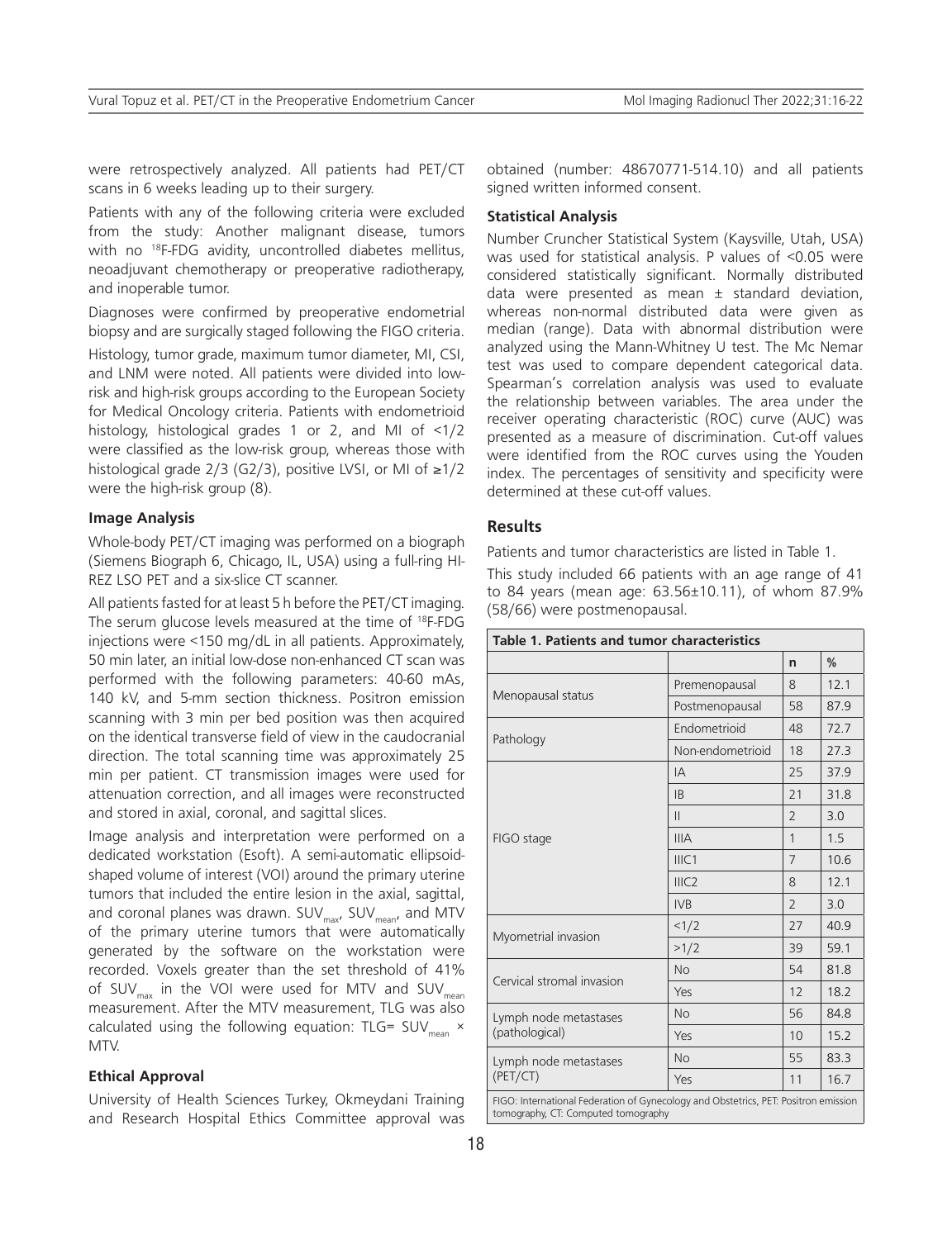were retrospectively analyzed. All patients had PET/CT scans in 6 weeks leading up to their surgery.

Patients with any of the following criteria were excluded from the study: Another malignant disease, tumors with no $^{18}$F-FDG avidity, uncontrolled diabetes mellitus, neoadjuvant chemotherapy or preoperative radiotherapy, and inoperable tumor.

Diagnoses were confirmed by preoperative endometrial biopsy and are surgically staged following the FIGO criteria.

Histology, tumor grade, maximum tumor diameter, MI, CSI, and LNM were noted. All patients were divided into low-risk and high-risk groups according to the European Society for Medical Oncology criteria. Patients with endometrioid histology, histological grades 1 or 2, and MI of <1/2 were classified as the low-risk group, whereas those with histological grade 2/3 (G2/3), positive LVSI, or MI of ≥1/2 were the high-risk group (8).

### Image Analysis

Whole-body PET/CT imaging was performed on a biograph (Siemens Biograph 6, Chicago, IL, USA) using a full-ring HI-REZ LSO PET and a six-slice CT scanner.

All patients fasted for at least 5 h before the PET/CT imaging. The serum glucose levels measured at the time of $^{18}$F-FDG injections were <150 mg/dL in all patients. Approximately, 50 min later, an initial low-dose non-enhanced CT scan was performed with the following parameters: 40-60 mAs, 140 kV, and 5-mm section thickness. Positron emission scanning with 3 min per bed position was then acquired on the identical transverse field of view in the caudocranial direction. The total scanning time was approximately 25 min per patient. CT transmission images were used for attenuation correction, and all images were reconstructed and stored in axial, coronal, and sagittal slices.

Image analysis and interpretation were performed on a dedicated workstation (Esoft). A semi-automatic ellipsoid-shaped volume of interest (VOI) around the primary uterine tumors that included the entire lesion in the axial, sagittal, and coronal planes was drawn. $SUV_{max}$, $SUV_{mean}$, and MTV of the primary uterine tumors that were automatically generated by the software on the workstation were recorded. Voxels greater than the set threshold of 41% of $SUV_{max}$ in the VOI were used for MTV and $SUV_{mean}$ measurement. After the MTV measurement, TLG was also calculated using the following equation: TLG= $SUV_{mean}$ × MTV.

### Ethical Approval

University of Health Sciences Turkey, Okmeydani Training and Research Hospital Ethics Committee approval was obtained (number: 48670771-514.10) and all patients signed written informed consent.

### Statistical Analysis

Number Cruncher Statistical System (Kaysville, Utah, USA) was used for statistical analysis. P values of <0.05 were considered statistically significant. Normally distributed data were presented as mean ± standard deviation, whereas non-normal distributed data were given as median (range). Data with abnormal distribution were analyzed using the Mann-Whitney U test. The Mc Nemar test was used to compare dependent categorical data. Spearman's correlation analysis was used to evaluate the relationship between variables. The area under the receiver operating characteristic (ROC) curve (AUC) was presented as a measure of discrimination. Cut-off values were identified from the ROC curves using the Youden index. The percentages of sensitivity and specificity were determined at these cut-off values.

## Results

Patients and tumor characteristics are listed in Table 1.

This study included 66 patients with an age range of 41 to 84 years (mean age: 63.56±10.11), of whom 87.9% (58/66) were postmenopausal.

**Table 1. Patients and tumor characteristics**

| | | n | % |
|---|---|---|---|
| Menopausal status | Premenopausal | 8 | 12.1 |
| | Postmenopausal | 58 | 87.9 |
| Pathology | Endometrioid | 48 | 72.7 |
| | Non-endometrioid | 18 | 27.3 |
| FIGO stage | IA | 25 | 37.9 |
| | IB | 21 | 31.8 |
| | II | 2 | 3.0 |
| | IIIA | 1 | 1.5 |
| | IIIC1 | 7 | 10.6 |
| | IIIC2 | 8 | 12.1 |
| | IVB | 2 | 3.0 |
| Myometrial invasion | <1/2 | 27 | 40.9 |
| | >1/2 | 39 | 59.1 |
| Cervical stromal invasion | No | 54 | 81.8 |
| | Yes | 12 | 18.2 |
| Lymph node metastases (pathological) | No | 56 | 84.8 |
| | Yes | 10 | 15.2 |
| Lymph node metastases (PET/CT) | No | 55 | 83.3 |
| | Yes | 11 | 16.7 |

FIGO: International Federation of Gynecology and Obstetrics, PET: Positron emission tomography, CT: Computed tomography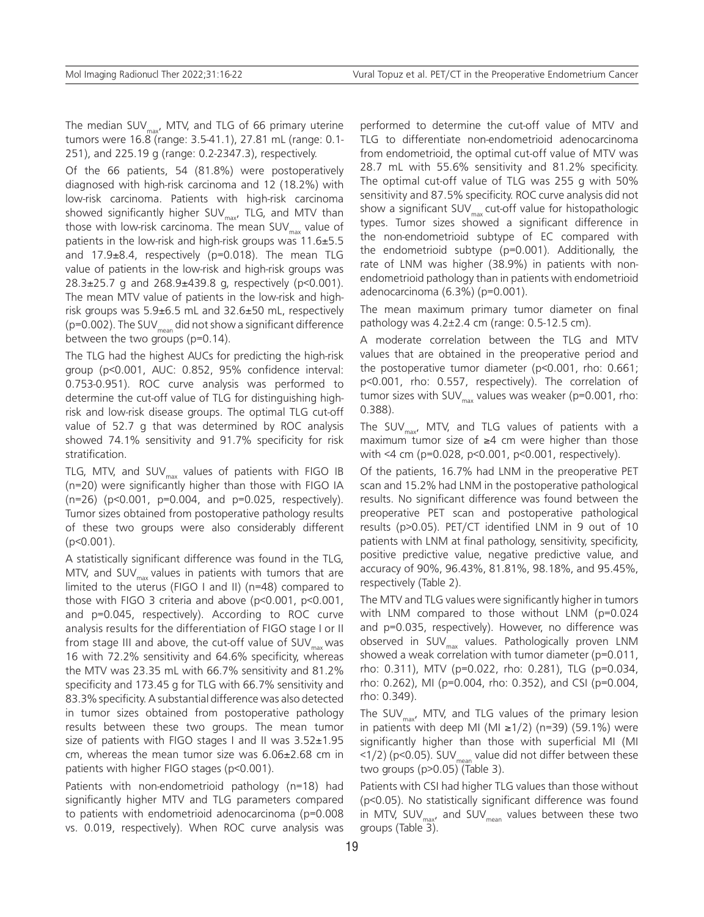The median $SUV_{max}$, MTV, and TLG of 66 primary uterine tumors were 16.8 (range: 3.5-41.1), 27.81 mL (range: 0.1-251), and 225.19 g (range: 0.2-2347.3), respectively.

Of the 66 patients, 54 (81.8%) were postoperatively diagnosed with high-risk carcinoma and 12 (18.2%) with low-risk carcinoma. Patients with high-risk carcinoma showed significantly higher $SUV_{max}$, TLG, and MTV than those with low-risk carcinoma. The mean $SUV_{max}$ value of patients in the low-risk and high-risk groups was 11.6±5.5 and 17.9±8.4, respectively (p=0.018). The mean TLG value of patients in the low-risk and high-risk groups was 28.3±25.7 g and 268.9±439.8 g, respectively (p<0.001). The mean MTV value of patients in the low-risk and high-risk groups was 5.9±6.5 mL and 32.6±50 mL, respectively (p=0.002). The $SUV_{mean}$ did not show a significant difference between the two groups (p=0.14).

The TLG had the highest AUCs for predicting the high-risk group (p<0.001, AUC: 0.852, 95% confidence interval: 0.753-0.951). ROC curve analysis was performed to determine the cut-off value of TLG for distinguishing high-risk and low-risk disease groups. The optimal TLG cut-off value of 52.7 g that was determined by ROC analysis showed 74.1% sensitivity and 91.7% specificity for risk stratification.

TLG, MTV, and $SUV_{max}$ values of patients with FIGO IB (n=20) were significantly higher than those with FIGO IA (n=26) (p<0.001, p=0.004, and p=0.025, respectively). Tumor sizes obtained from postoperative pathology results of these two groups were also considerably different (p<0.001).

A statistically significant difference was found in the TLG, MTV, and $SUV_{max}$ values in patients with tumors that are limited to the uterus (FIGO I and II) (n=48) compared to those with FIGO 3 criteria and above (p<0.001, p<0.001, and p=0.045, respectively). According to ROC curve analysis results for the differentiation of FIGO stage I or II from stage III and above, the cut-off value of $SUV_{max}$ was 16 with 72.2% sensitivity and 64.6% specificity, whereas the MTV was 23.35 mL with 66.7% sensitivity and 81.2% specificity and 173.45 g for TLG with 66.7% sensitivity and 83.3% specificity. A substantial difference was also detected in tumor sizes obtained from postoperative pathology results between these two groups. The mean tumor size of patients with FIGO stages I and II was 3.52±1.95 cm, whereas the mean tumor size was 6.06±2.68 cm in patients with higher FIGO stages (p<0.001).

Patients with non-endometrioid pathology (n=18) had significantly higher MTV and TLG parameters compared to patients with endometrioid adenocarcinoma (p=0.008 vs. 0.019, respectively). When ROC curve analysis was performed to determine the cut-off value of MTV and TLG to differentiate non-endometrioid adenocarcinoma from endometrioid, the optimal cut-off value of MTV was 28.7 mL with 55.6% sensitivity and 81.2% specificity. The optimal cut-off value of TLG was 255 g with 50% sensitivity and 87.5% specificity. ROC curve analysis did not show a significant $SUV_{max}$ cut-off value for histopathologic types. Tumor sizes showed a significant difference in the non-endometrioid subtype of EC compared with the endometrioid subtype (p=0.001). Additionally, the rate of LNM was higher (38.9%) in patients with non-endometrioid pathology than in patients with endometrioid adenocarcinoma (6.3%) (p=0.001).

The mean maximum primary tumor diameter on final pathology was 4.2±2.4 cm (range: 0.5-12.5 cm).

A moderate correlation between the TLG and MTV values that are obtained in the preoperative period and the postoperative tumor diameter (p<0.001, rho: 0.661; p<0.001, rho: 0.557, respectively). The correlation of tumor sizes with $SUV_{max}$ values was weaker (p=0.001, rho: 0.388).

The $SUV_{max}$, MTV, and TLG values of patients with a maximum tumor size of ≥4 cm were higher than those with <4 cm (p=0.028, p<0.001, p<0.001, respectively).

Of the patients, 16.7% had LNM in the preoperative PET scan and 15.2% had LNM in the postoperative pathological results. No significant difference was found between the preoperative PET scan and postoperative pathological results (p>0.05). PET/CT identified LNM in 9 out of 10 patients with LNM at final pathology, sensitivity, specificity, positive predictive value, negative predictive value, and accuracy of 90%, 96.43%, 81.81%, 98.18%, and 95.45%, respectively (Table 2).

The MTV and TLG values were significantly higher in tumors with LNM compared to those without LNM (p=0.024 and p=0.035, respectively). However, no difference was observed in $SUV_{max}$ values. Pathologically proven LNM showed a weak correlation with tumor diameter (p=0.011, rho: 0.311), MTV (p=0.022, rho: 0.281), TLG (p=0.034, rho: 0.262), MI (p=0.004, rho: 0.352), and CSI (p=0.004, rho: 0.349).

The $SUV_{max}$, MTV, and TLG values of the primary lesion in patients with deep MI (MI ≥1/2) (n=39) (59.1%) were significantly higher than those with superficial MI (MI <1/2) (p<0.05). $SUV_{mean}$ value did not differ between these two groups (p>0.05) (Table 3).

Patients with CSI had higher TLG values than those without (p<0.05). No statistically significant difference was found in MTV, $SUV_{max}$, and $SUV_{mean}$ values between these two groups (Table 3).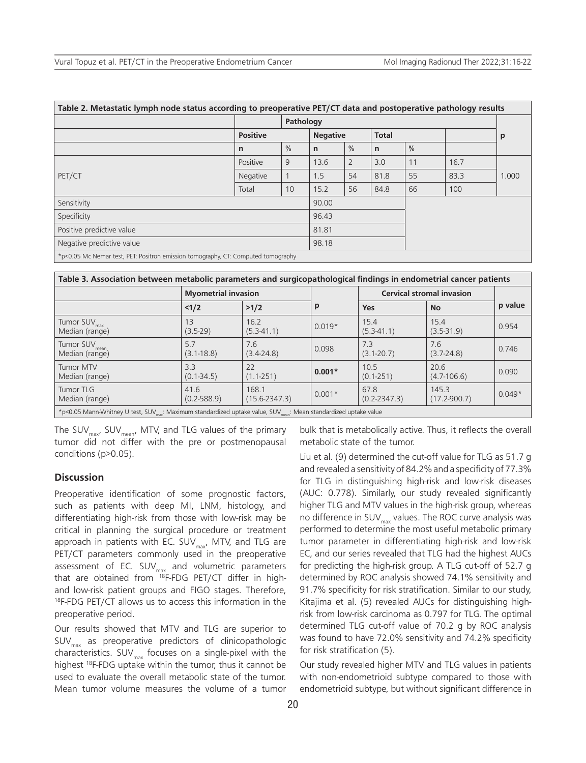| Table 2. Metastatic lymph node status according to preoperative PET/CT data and postoperative pathology results | | | | | | | | | |
|---|---|---|---|---|---|---|---|---|---|
| | | Pathology | | | | | | | |
| | | Positive | | Negative | | Total | | | p |
| | | n | % | n | % | n | % | | |
| PET/CT | Positive | 9 | 13.6 | 2 | 3.0 | 11 | 16.7 | | 1.000 |
| | Negative | 1 | 1.5 | 54 | 81.8 | 55 | 83.3 | | |
| | Total | 10 | 15.2 | 56 | 84.8 | 66 | 100 | | |
| Sensitivity | | | 90.00 | | | | | | |
| Specificity | | | 96.43 | | | | | | |
| Positive predictive value | | | 81.81 | | | | | | |
| Negative predictive value | | | 98.18 | | | | | | |

*p<0.05 Mc Nemar test, PET: Positron emission tomography, CT: Computed tomography

| Table 3. Association between metabolic parameters and surgicopathological findings in endometrial cancer patients | | | | | | |
|---|---|---|---|---|---|---|
| | Myometrial invasion | | | Cervical stromal invasion | | |
| | <1/2 | >1/2 | p | Yes | No | p value |
| Tumor $SUV_{max}$ Median (range) | 13 (3.5-29) | 16.2 (5.3-41.1) | 0.019* | 15.4 (5.3-41.1) | 15.4 (3.5-31.9) | 0.954 |
| Tumor $SUV_{mean}$ Median (range) | 5.7 (3.1-18.8) | 7.6 (3.4-24.8) | 0.098 | 7.3 (3.1-20.7) | 7.6 (3.7-24.8) | 0.746 |
| Tumor MTV Median (range) | 3.3 (0.1-34.5) | 22 (1.1-251) | **0.001*** | 10.5 (0.1-251) | 20.6 (4.7-106.6) | 0.090 |
| Tumor TLG Median (range) | 41.6 (0.2-588.9) | 168.1 (15.6-2347.3) | 0.001* | 67.8 (0.2-2347.3) | 145.3 (17.2-900.7) | 0.049* |

*p<0.05 Mann-Whitney U test, $SUV_{max}$: Maximum standardized uptake value, $SUV_{mean}$: Mean standardized uptake value

The $SUV_{max}$, $SUV_{mean}$, MTV, and TLG values of the primary tumor did not differ with the pre or postmenopausal conditions (p>0.05).

## Discussion

Preoperative identification of some prognostic factors, such as patients with deep MI, LNM, histology, and differentiating high-risk from those with low-risk may be critical in planning the surgical procedure or treatment approach in patients with EC. $SUV_{max}$, MTV, and TLG are PET/CT parameters commonly used in the preoperative assessment of EC. $SUV_{max}$ and volumetric parameters that are obtained from $^{18}$F-FDG PET/CT differ in high- and low-risk patient groups and FIGO stages. Therefore, $^{18}$F-FDG PET/CT allows us to access this information in the preoperative period.

Our results showed that MTV and TLG are superior to $SUV_{max}$ as preoperative predictors of clinicopathologic characteristics. $SUV_{max}$ focuses on a single-pixel with the highest $^{18}$F-FDG uptake within the tumor, thus it cannot be used to evaluate the overall metabolic state of the tumor. Mean tumor volume measures the volume of a tumor bulk that is metabolically active. Thus, it reflects the overall metabolic state of the tumor.

Liu et al. (9) determined the cut-off value for TLG as 51.7 g and revealed a sensitivity of 84.2% and a specificity of 77.3% for TLG in distinguishing high-risk and low-risk diseases (AUC: 0.778). Similarly, our study revealed significantly higher TLG and MTV values in the high-risk group, whereas no difference in $SUV_{max}$ values. The ROC curve analysis was performed to determine the most useful metabolic primary tumor parameter in differentiating high-risk and low-risk EC, and our series revealed that TLG had the highest AUCs for predicting the high-risk group. A TLG cut-off of 52.7 g determined by ROC analysis showed 74.1% sensitivity and 91.7% specificity for risk stratification. Similar to our study, Kitajima et al. (5) revealed AUCs for distinguishing high-risk from low-risk carcinoma as 0.797 for TLG. The optimal determined TLG cut-off value of 70.2 g by ROC analysis was found to have 72.0% sensitivity and 74.2% specificity for risk stratification (5).

Our study revealed higher MTV and TLG values in patients with non-endometrioid subtype compared to those with endometrioid subtype, but without significant difference in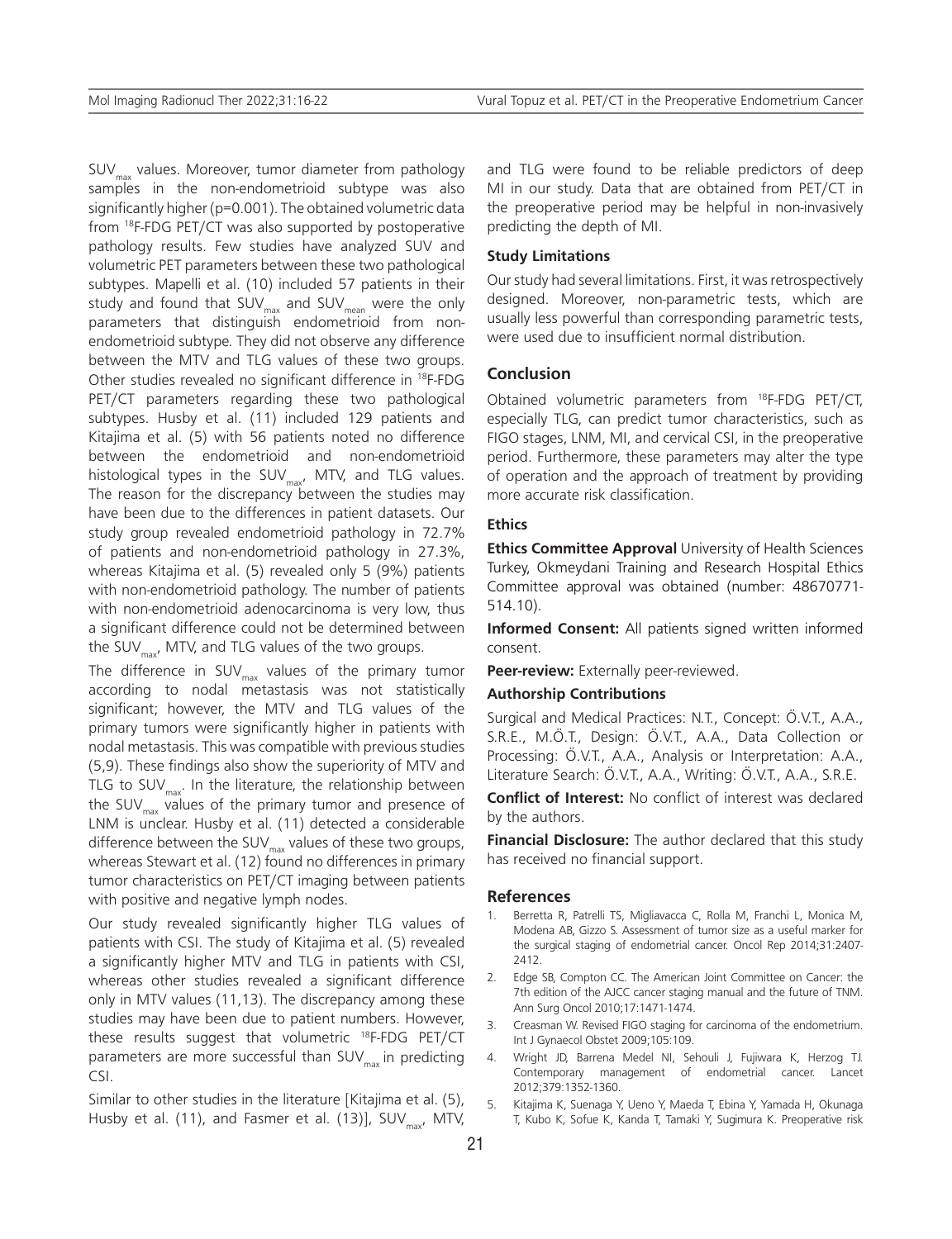$SUV_{max}$ values. Moreover, tumor diameter from pathology samples in the non-endometrioid subtype was also significantly higher (p=0.001). The obtained volumetric data from $^{18}$F-FDG PET/CT was also supported by postoperative pathology results. Few studies have analyzed SUV and volumetric PET parameters between these two pathological subtypes. Mapelli et al. (10) included 57 patients in their study and found that $SUV_{max}$ and $SUV_{mean}$ were the only parameters that distinguish endometrioid from non-endometrioid subtype. They did not observe any difference between the MTV and TLG values of these two groups. Other studies revealed no significant difference in $^{18}$F-FDG PET/CT parameters regarding these two pathological subtypes. Husby et al. (11) included 129 patients and Kitajima et al. (5) with 56 patients noted no difference between the endometrioid and non-endometrioid histological types in the $SUV_{max}$, MTV, and TLG values. The reason for the discrepancy between the studies may have been due to the differences in patient datasets. Our study group revealed endometrioid pathology in 72.7% of patients and non-endometrioid pathology in 27.3%, whereas Kitajima et al. (5) revealed only 5 (9%) patients with non-endometrioid pathology. The number of patients with non-endometrioid adenocarcinoma is very low, thus a significant difference could not be determined between the $SUV_{max}$, MTV, and TLG values of the two groups.

The difference in $SUV_{max}$ values of the primary tumor according to nodal metastasis was not statistically significant; however, the MTV and TLG values of the primary tumors were significantly higher in patients with nodal metastasis. This was compatible with previous studies (5,9). These findings also show the superiority of MTV and TLG to $SUV_{max}$. In the literature, the relationship between the $SUV_{max}$ values of the primary tumor and presence of LNM is unclear. Husby et al. (11) detected a considerable difference between the $SUV_{max}$ values of these two groups, whereas Stewart et al. (12) found no differences in primary tumor characteristics on PET/CT imaging between patients with positive and negative lymph nodes.

Our study revealed significantly higher TLG values of patients with CSI. The study of Kitajima et al. (5) revealed a significantly higher MTV and TLG in patients with CSI, whereas other studies revealed a significant difference only in MTV values (11,13). The discrepancy among these studies may have been due to patient numbers. However, these results suggest that volumetric $^{18}$F-FDG PET/CT parameters are more successful than $SUV_{max}$ in predicting CSI.

Similar to other studies in the literature [Kitajima et al. (5), Husby et al. (11), and Fasmer et al. (13)], $SUV_{max}$, MTV, and TLG were found to be reliable predictors of deep MI in our study. Data that are obtained from PET/CT in the preoperative period may be helpful in non-invasively predicting the depth of MI.

### Study Limitations

Our study had several limitations. First, it was retrospectively designed. Moreover, non-parametric tests, which are usually less powerful than corresponding parametric tests, were used due to insufficient normal distribution.

## Conclusion

Obtained volumetric parameters from $^{18}$F-FDG PET/CT, especially TLG, can predict tumor characteristics, such as FIGO stages, LNM, MI, and cervical CSI, in the preoperative period. Furthermore, these parameters may alter the type of operation and the approach of treatment by providing more accurate risk classification.

### Ethics

**Ethics Committee Approval** University of Health Sciences Turkey, Okmeydani Training and Research Hospital Ethics Committee approval was obtained (number: 48670771-514.10).

**Informed Consent:** All patients signed written informed consent.

**Peer-review:** Externally peer-reviewed.

### Authorship Contributions

Surgical and Medical Practices: N.T., Concept: Ö.V.T., A.A., S.R.E., M.Ö.T., Design: Ö.V.T., A.A., Data Collection or Processing: Ö.V.T., A.A., Analysis or Interpretation: A.A., Literature Search: Ö.V.T., A.A., Writing: Ö.V.T., A.A., S.R.E.

**Conflict of Interest:** No conflict of interest was declared by the authors.

**Financial Disclosure:** The author declared that this study has received no financial support.

## References

1. Berretta R, Patrelli TS, Migliavacca C, Rolla M, Franchi L, Monica M, Modena AB, Gizzo S. Assessment of tumor size as a useful marker for the surgical staging of endometrial cancer. Oncol Rep 2014;31:2407-2412.
2. Edge SB, Compton CC. The American Joint Committee on Cancer: the 7th edition of the AJCC cancer staging manual and the future of TNM. Ann Surg Oncol 2010;17:1471-1474.
3. Creasman W. Revised FIGO staging for carcinoma of the endometrium. Int J Gynaecol Obstet 2009;105:109.
4. Wright JD, Barrena Medel NI, Sehouli J, Fujiwara K, Herzog TJ. Contemporary management of endometrial cancer. Lancet 2012;379:1352-1360.
5. Kitajima K, Suenaga Y, Ueno Y, Maeda T, Ebina Y, Yamada H, Okunaga T, Kubo K, Sofue K, Kanda T, Tamaki Y, Sugimura K. Preoperative risk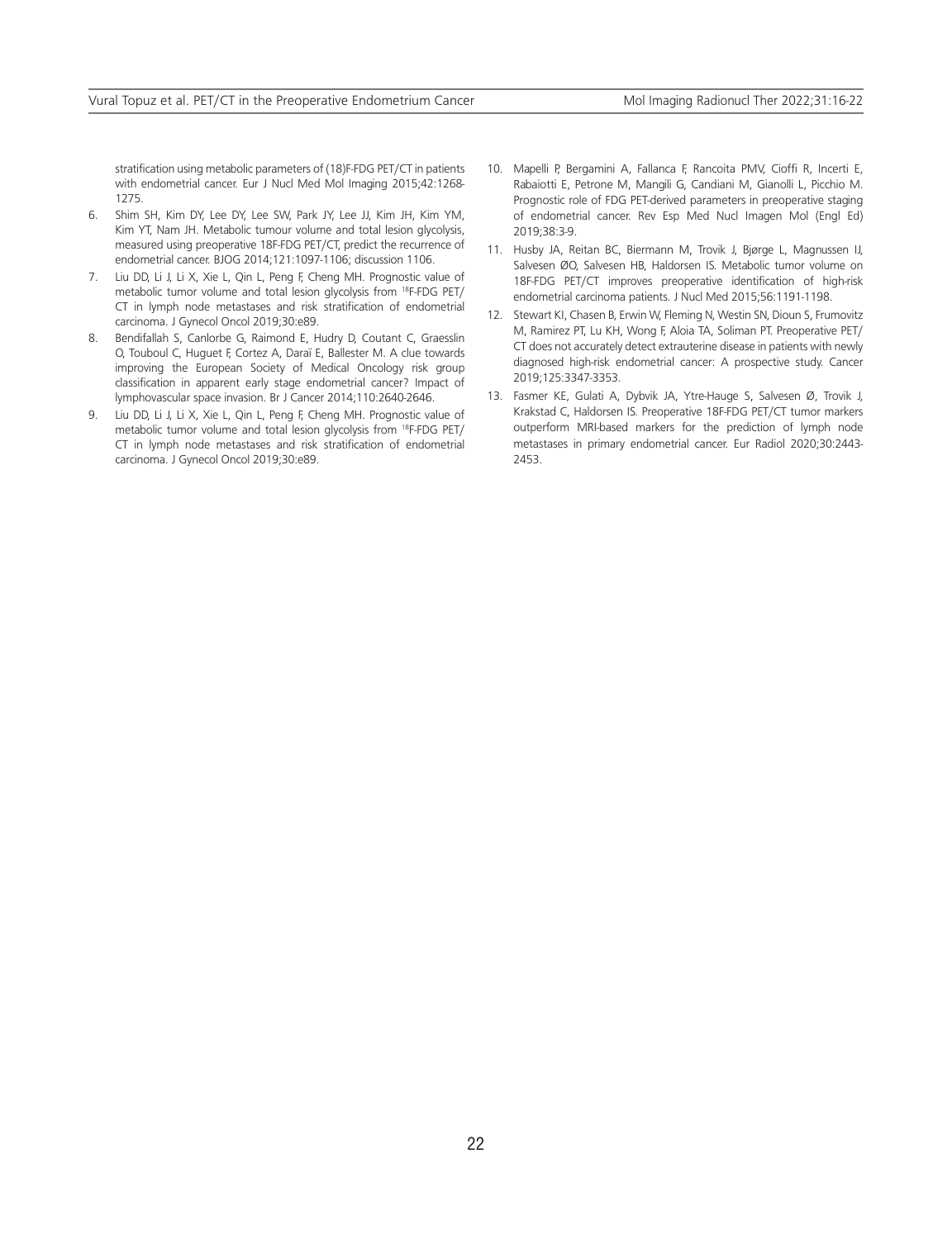stratification using metabolic parameters of (18)F-FDG PET/CT in patients with endometrial cancer. Eur J Nucl Med Mol Imaging 2015;42:1268-1275.

6. Shim SH, Kim DY, Lee DY, Lee SW, Park JY, Lee JJ, Kim JH, Kim YM, Kim YT, Nam JH. Metabolic tumour volume and total lesion glycolysis, measured using preoperative 18F-FDG PET/CT, predict the recurrence of endometrial cancer. BJOG 2014;121:1097-1106; discussion 1106.
7. Liu DD, Li J, Li X, Xie L, Qin L, Peng F, Cheng MH. Prognostic value of metabolic tumor volume and total lesion glycolysis from $^{18}$F-FDG PET/CT in lymph node metastases and risk stratification of endometrial carcinoma. J Gynecol Oncol 2019;30:e89.
8. Bendifallah S, Canlorbe G, Raimond E, Hudry D, Coutant C, Graesslin O, Touboul C, Huguet F, Cortez A, Daraï E, Ballester M. A clue towards improving the European Society of Medical Oncology risk group classification in apparent early stage endometrial cancer? Impact of lymphovascular space invasion. Br J Cancer 2014;110:2640-2646.
9. Liu DD, Li J, Li X, Xie L, Qin L, Peng F, Cheng MH. Prognostic value of metabolic tumor volume and total lesion glycolysis from $^{18}$F-FDG PET/CT in lymph node metastases and risk stratification of endometrial carcinoma. J Gynecol Oncol 2019;30:e89.
10. Mapelli P, Bergamini A, Fallanca F, Rancoita PMV, Cioffi R, Incerti E, Rabaiotti E, Petrone M, Mangili G, Candiani M, Gianolli L, Picchio M. Prognostic role of FDG PET-derived parameters in preoperative staging of endometrial cancer. Rev Esp Med Nucl Imagen Mol (Engl Ed) 2019;38:3-9.
11. Husby JA, Reitan BC, Biermann M, Trovik J, Bjørge L, Magnussen IJ, Salvesen ØO, Salvesen HB, Haldorsen IS. Metabolic tumor volume on 18F-FDG PET/CT improves preoperative identification of high-risk endometrial carcinoma patients. J Nucl Med 2015;56:1191-1198.
12. Stewart KI, Chasen B, Erwin W, Fleming N, Westin SN, Dioun S, Frumovitz M, Ramirez PT, Lu KH, Wong F, Aloia TA, Soliman PT. Preoperative PET/CT does not accurately detect extrauterine disease in patients with newly diagnosed high-risk endometrial cancer: A prospective study. Cancer 2019;125:3347-3353.
13. Fasmer KE, Gulati A, Dybvik JA, Ytre-Hauge S, Salvesen Ø, Trovik J, Krakstad C, Haldorsen IS. Preoperative 18F-FDG PET/CT tumor markers outperform MRI-based markers for the prediction of lymph node metastases in primary endometrial cancer. Eur Radiol 2020;30:2443-2453.